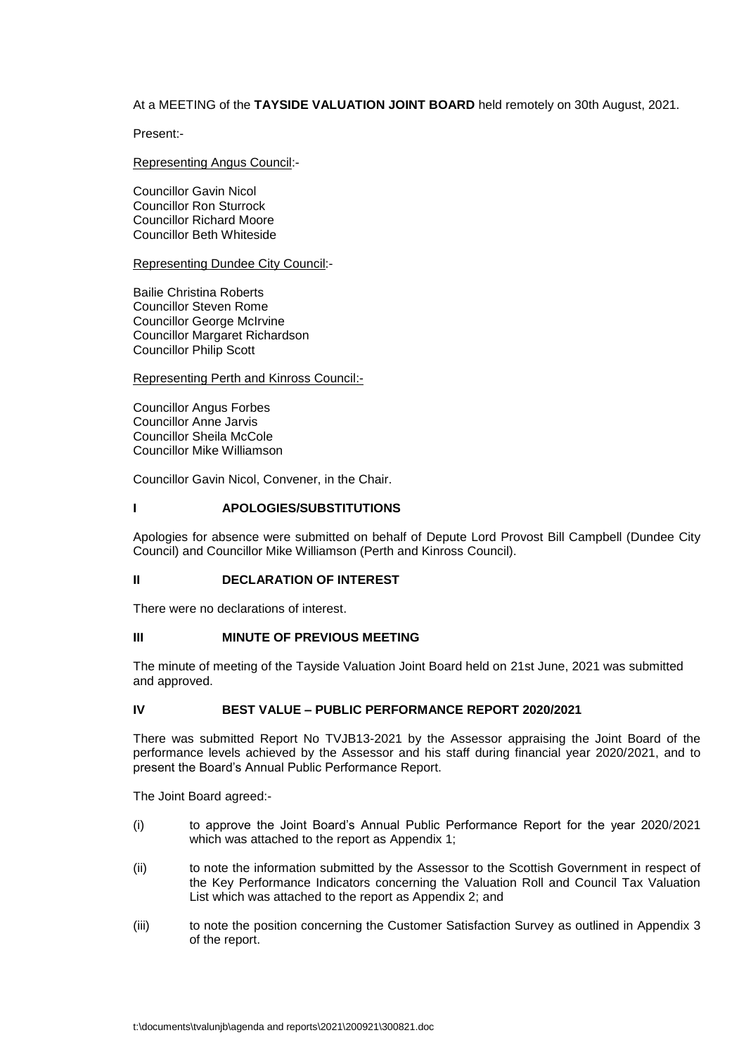At a MEETING of the **TAYSIDE VALUATION JOINT BOARD** held remotely on 30th August, 2021.

Present:-

Representing Angus Council:-

Councillor Gavin Nicol
Councillor Ron Sturrock
Councillor Richard Moore
Councillor Beth Whiteside

Representing Dundee City Council:-

Bailie Christina Roberts
Councillor Steven Rome
Councillor George McIrvine
Councillor Margaret Richardson
Councillor Philip Scott

Representing Perth and Kinross Council:-

Councillor Angus Forbes
Councillor Anne Jarvis
Councillor Sheila McCole
Councillor Mike Williamson

Councillor Gavin Nicol, Convener, in the Chair.

## I APOLOGIES/SUBSTITUTIONS

Apologies for absence were submitted on behalf of Depute Lord Provost Bill Campbell (Dundee City Council) and Councillor Mike Williamson (Perth and Kinross Council).

## II DECLARATION OF INTEREST

There were no declarations of interest.

## III MINUTE OF PREVIOUS MEETING

The minute of meeting of the Tayside Valuation Joint Board held on 21st June, 2021 was submitted and approved.

## IV BEST VALUE – PUBLIC PERFORMANCE REPORT 2020/2021

There was submitted Report No TVJB13-2021 by the Assessor appraising the Joint Board of the performance levels achieved by the Assessor and his staff during financial year 2020/2021, and to present the Board's Annual Public Performance Report.

The Joint Board agreed:-

(i) to approve the Joint Board's Annual Public Performance Report for the year 2020/2021 which was attached to the report as Appendix 1;

(ii) to note the information submitted by the Assessor to the Scottish Government in respect of the Key Performance Indicators concerning the Valuation Roll and Council Tax Valuation List which was attached to the report as Appendix 2; and

(iii) to note the position concerning the Customer Satisfaction Survey as outlined in Appendix 3 of the report.

t:\documents\tvalunjb\agenda and reports\2021\200921\300821.doc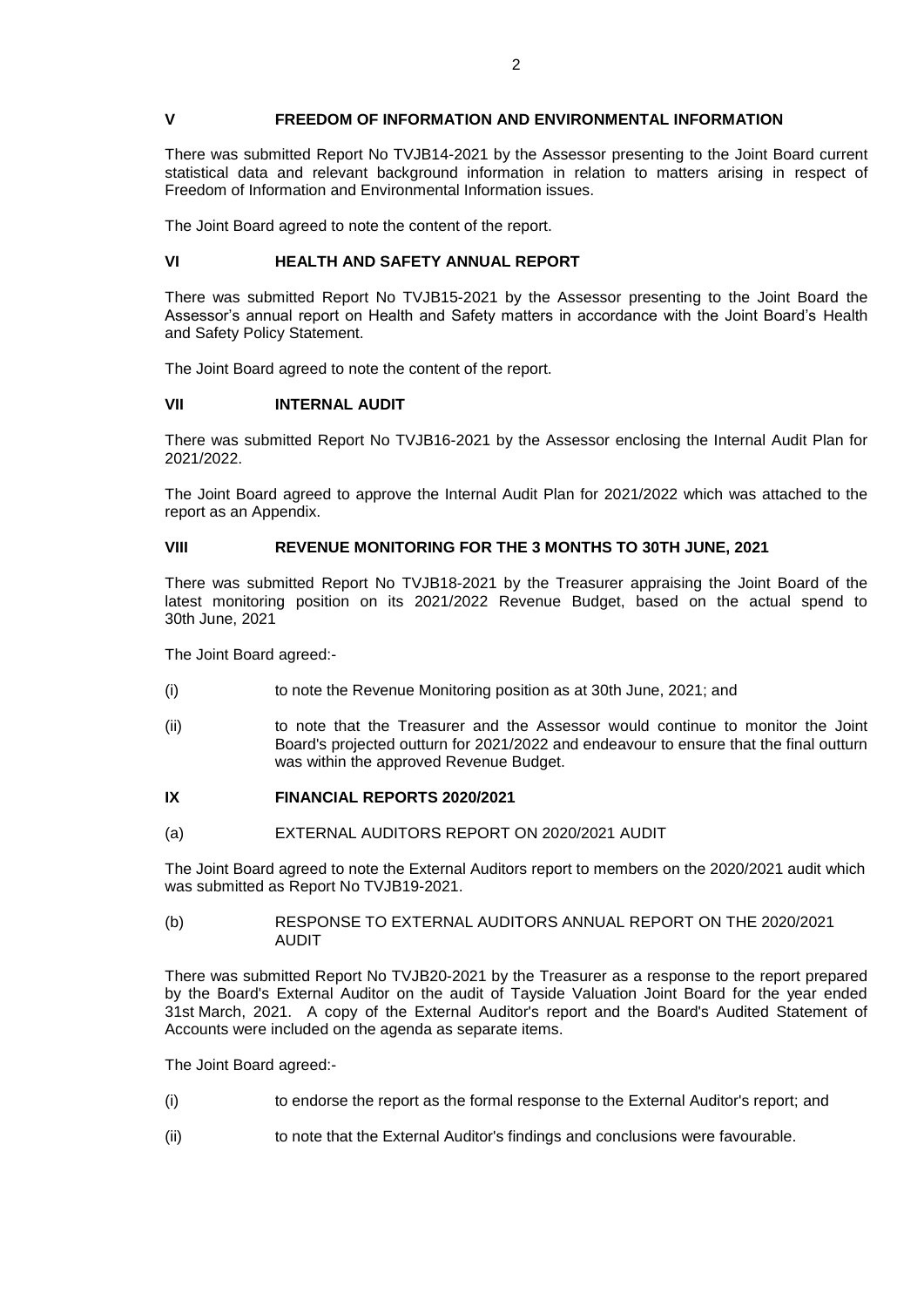## V FREEDOM OF INFORMATION AND ENVIRONMENTAL INFORMATION

There was submitted Report No TVJB14-2021 by the Assessor presenting to the Joint Board current statistical data and relevant background information in relation to matters arising in respect of Freedom of Information and Environmental Information issues.

The Joint Board agreed to note the content of the report.

## VI HEALTH AND SAFETY ANNUAL REPORT

There was submitted Report No TVJB15-2021 by the Assessor presenting to the Joint Board the Assessor's annual report on Health and Safety matters in accordance with the Joint Board's Health and Safety Policy Statement.

The Joint Board agreed to note the content of the report.

## VII INTERNAL AUDIT

There was submitted Report No TVJB16-2021 by the Assessor enclosing the Internal Audit Plan for 2021/2022.

The Joint Board agreed to approve the Internal Audit Plan for 2021/2022 which was attached to the report as an Appendix.

## VIII REVENUE MONITORING FOR THE 3 MONTHS TO 30TH JUNE, 2021

There was submitted Report No TVJB18-2021 by the Treasurer appraising the Joint Board of the latest monitoring position on its 2021/2022 Revenue Budget, based on the actual spend to 30th June, 2021

The Joint Board agreed:-

(i) to note the Revenue Monitoring position as at 30th June, 2021; and

(ii) to note that the Treasurer and the Assessor would continue to monitor the Joint Board's projected outturn for 2021/2022 and endeavour to ensure that the final outturn was within the approved Revenue Budget.

## IX FINANCIAL REPORTS 2020/2021

(a) EXTERNAL AUDITORS REPORT ON 2020/2021 AUDIT

The Joint Board agreed to note the External Auditors report to members on the 2020/2021 audit which was submitted as Report No TVJB19-2021.

(b) RESPONSE TO EXTERNAL AUDITORS ANNUAL REPORT ON THE 2020/2021 AUDIT

There was submitted Report No TVJB20-2021 by the Treasurer as a response to the report prepared by the Board's External Auditor on the audit of Tayside Valuation Joint Board for the year ended 31st March, 2021. A copy of the External Auditor's report and the Board's Audited Statement of Accounts were included on the agenda as separate items.

The Joint Board agreed:-

(i) to endorse the report as the formal response to the External Auditor's report; and

(ii) to note that the External Auditor's findings and conclusions were favourable.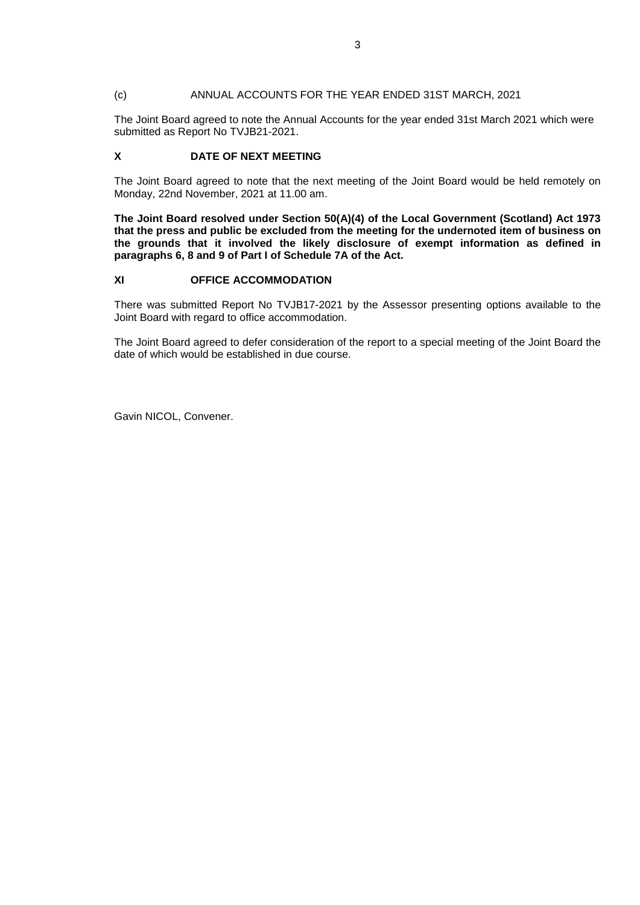(c) ANNUAL ACCOUNTS FOR THE YEAR ENDED 31ST MARCH, 2021

The Joint Board agreed to note the Annual Accounts for the year ended 31st March 2021 which were submitted as Report No TVJB21-2021.

## X DATE OF NEXT MEETING

The Joint Board agreed to note that the next meeting of the Joint Board would be held remotely on Monday, 22nd November, 2021 at 11.00 am.

**The Joint Board resolved under Section 50(A)(4) of the Local Government (Scotland) Act 1973 that the press and public be excluded from the meeting for the undernoted item of business on the grounds that it involved the likely disclosure of exempt information as defined in paragraphs 6, 8 and 9 of Part I of Schedule 7A of the Act.**

## XI OFFICE ACCOMMODATION

There was submitted Report No TVJB17-2021 by the Assessor presenting options available to the Joint Board with regard to office accommodation.

The Joint Board agreed to defer consideration of the report to a special meeting of the Joint Board the date of which would be established in due course.

Gavin NICOL, Convener.